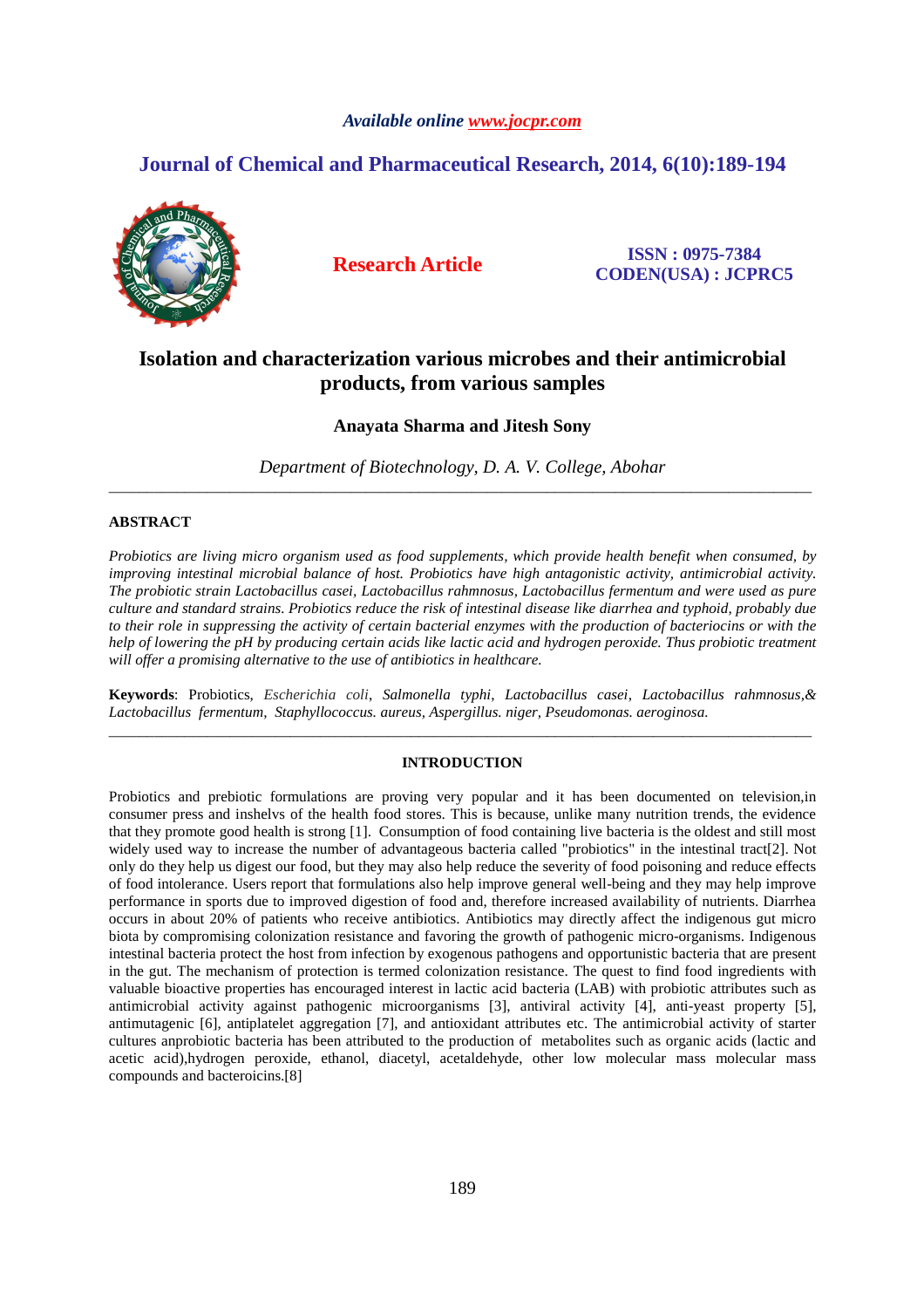*Available online www.jocpr.com*

**Journal of Chemical and Pharmaceutical Research, 2014, 6(10):189-194**

**Research Article**

**ISSN : 0975-7384**
**CODEN(USA) : JCPRC5**

# Isolation and characterization various microbes and their antimicrobial products, from various samples

**Anayata Sharma and Jitesh Sony**

*Department of Biotechnology, D. A. V. College, Abohar*

---

## ABSTRACT

*Probiotics are living micro organism used as food supplements, which provide health benefit when consumed, by improving intestinal microbial balance of host. Probiotics have high antagonistic activity, antimicrobial activity. The probiotic strain Lactobacillus casei, Lactobacillus rahmnosus, Lactobacillus fermentum and were used as pure culture and standard strains. Probiotics reduce the risk of intestinal disease like diarrhea and typhoid, probably due to their role in suppressing the activity of certain bacterial enzymes with the production of bacteriocins or with the help of lowering the pH by producing certain acids like lactic acid and hydrogen peroxide. Thus probiotic treatment will offer a promising alternative to the use of antibiotics in healthcare.*

**Keywords**: Probiotics, *Escherichia coli*, *Salmonella typhi*, *Lactobacillus casei*, *Lactobacillus rahmnosus,& Lactobacillus fermentum, Staphyllococcus. aureus, Aspergillus. niger, Pseudomonas. aeroginosa.*

---

## INTRODUCTION

Probiotics and prebiotic formulations are proving very popular and it has been documented on television,in consumer press and inshelvs of the health food stores. This is because, unlike many nutrition trends, the evidence that they promote good health is strong [1]. Consumption of food containing live bacteria is the oldest and still most widely used way to increase the number of advantageous bacteria called "probiotics" in the intestinal tract[2]. Not only do they help us digest our food, but they may also help reduce the severity of food poisoning and reduce effects of food intolerance. Users report that formulations also help improve general well-being and they may help improve performance in sports due to improved digestion of food and, therefore increased availability of nutrients. Diarrhea occurs in about 20% of patients who receive antibiotics. Antibiotics may directly affect the indigenous gut micro biota by compromising colonization resistance and favoring the growth of pathogenic micro-organisms. Indigenous intestinal bacteria protect the host from infection by exogenous pathogens and opportunistic bacteria that are present in the gut. The mechanism of protection is termed colonization resistance. The quest to find food ingredients with valuable bioactive properties has encouraged interest in lactic acid bacteria (LAB) with probiotic attributes such as antimicrobial activity against pathogenic microorganisms [3], antiviral activity [4], anti-yeast property [5], antimutagenic [6], antiplatelet aggregation [7], and antioxidant attributes etc. The antimicrobial activity of starter cultures anprobiotic bacteria has been attributed to the production of metabolites such as organic acids (lactic and acetic acid),hydrogen peroxide, ethanol, diacetyl, acetaldehyde, other low molecular mass molecular mass compounds and bacteroicins.[8]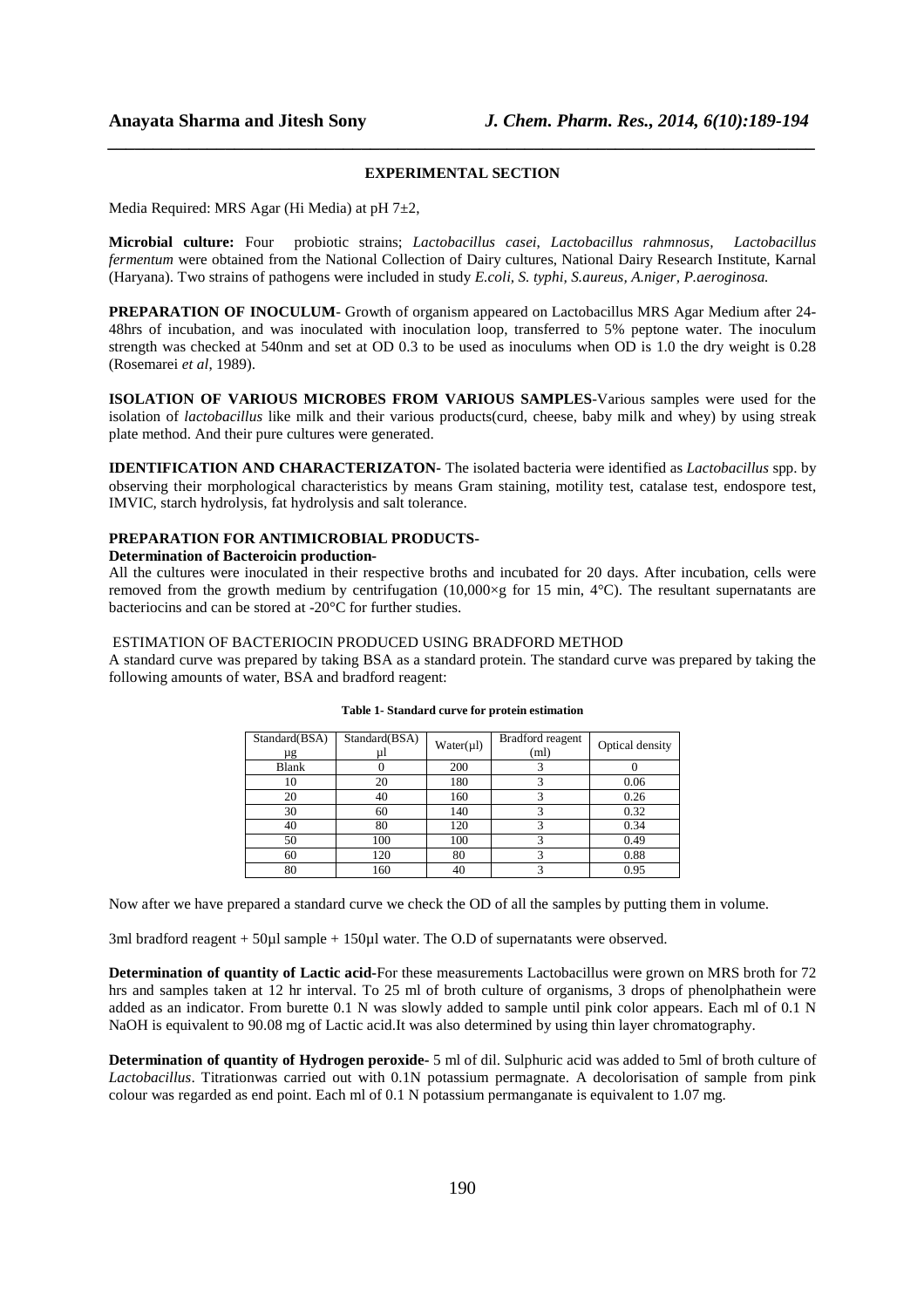## EXPERIMENTAL SECTION

Media Required: MRS Agar (Hi Media) at pH 7±2,

**Microbial culture:** Four probiotic strains; *Lactobacillus casei, Lactobacillus rahmnosus, Lactobacillus fermentum* were obtained from the National Collection of Dairy cultures, National Dairy Research Institute, Karnal (Haryana). Two strains of pathogens were included in study *E.coli, S. typhi, S.aureus, A.niger, P.aeroginosa.*

**PREPARATION OF INOCULUM**- Growth of organism appeared on Lactobacillus MRS Agar Medium after 24-48hrs of incubation, and was inoculated with inoculation loop, transferred to 5% peptone water. The inoculum strength was checked at 540nm and set at OD 0.3 to be used as inoculums when OD is 1.0 the dry weight is 0.28 (Rosemarei *et al*, 1989).

**ISOLATION OF VARIOUS MICROBES FROM VARIOUS SAMPLES**-Various samples were used for the isolation of *lactobacillus* like milk and their various products(curd, cheese, baby milk and whey) by using streak plate method. And their pure cultures were generated.

**IDENTIFICATION AND CHARACTERIZATON-** The isolated bacteria were identified as *Lactobacillus* spp. by observing their morphological characteristics by means Gram staining, motility test, catalase test, endospore test, IMVIC, starch hydrolysis, fat hydrolysis and salt tolerance.

**PREPARATION FOR ANTIMICROBIAL PRODUCTS-**

**Determination of Bacteroicin production-**

All the cultures were inoculated in their respective broths and incubated for 20 days. After incubation, cells were removed from the growth medium by centrifugation (10,000×g for 15 min, 4°C). The resultant supernatants are bacteriocins and can be stored at -20°C for further studies.

ESTIMATION OF BACTERIOCIN PRODUCED USING BRADFORD METHOD

A standard curve was prepared by taking BSA as a standard protein. The standard curve was prepared by taking the following amounts of water, BSA and bradford reagent:

**Table 1- Standard curve for protein estimation**

| Standard(BSA) µg | Standard(BSA) µl | Water(µl) | Bradford reagent (ml) | Optical density |
|---|---|---|---|---|
| Blank | 0 | 200 | 3 | 0 |
| 10 | 20 | 180 | 3 | 0.06 |
| 20 | 40 | 160 | 3 | 0.26 |
| 30 | 60 | 140 | 3 | 0.32 |
| 40 | 80 | 120 | 3 | 0.34 |
| 50 | 100 | 100 | 3 | 0.49 |
| 60 | 120 | 80 | 3 | 0.88 |
| 80 | 160 | 40 | 3 | 0.95 |

Now after we have prepared a standard curve we check the OD of all the samples by putting them in volume.

3ml bradford reagent + 50µl sample + 150µl water. The O.D of supernatants were observed.

**Determination of quantity of Lactic acid-**For these measurements Lactobacillus were grown on MRS broth for 72 hrs and samples taken at 12 hr interval. To 25 ml of broth culture of organisms, 3 drops of phenolphathein were added as an indicator. From burette 0.1 N was slowly added to sample until pink color appears. Each ml of 0.1 N NaOH is equivalent to 90.08 mg of Lactic acid.It was also determined by using thin layer chromatography.

**Determination of quantity of Hydrogen peroxide-** 5 ml of dil. Sulphuric acid was added to 5ml of broth culture of *Lactobacillus*. Titrationwas carried out with 0.1N potassium permagnate. A decolorisation of sample from pink colour was regarded as end point. Each ml of 0.1 N potassium permanganate is equivalent to 1.07 mg.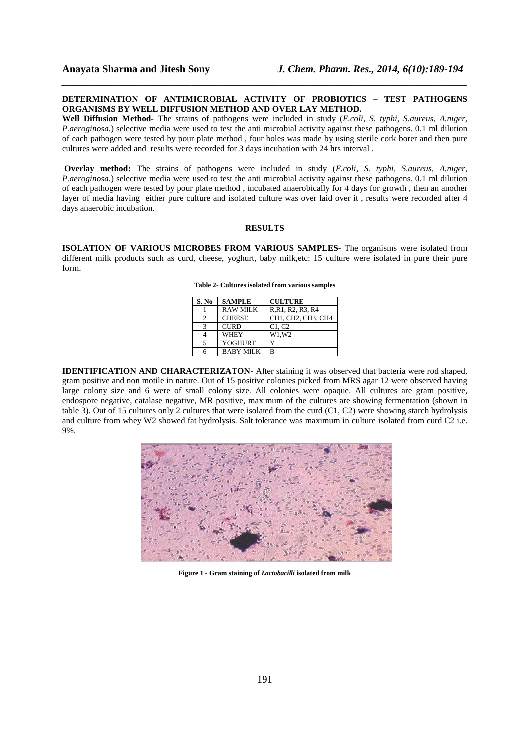**DETERMINATION OF ANTIMICROBIAL ACTIVITY OF PROBIOTICS – TEST PATHOGENS ORGANISMS BY WELL DIFFUSION METHOD AND OVER LAY METHOD.**

**Well Diffusion Method-** The strains of pathogens were included in study (*E.coli, S. typhi, S.aureus, A.niger, P.aeroginosa.*) selective media were used to test the anti microbial activity against these pathogens. 0.1 ml dilution of each pathogen were tested by pour plate method , four holes was made by using sterile cork borer and then pure cultures were added and results were recorded for 3 days incubation with 24 hrs interval .

**Overlay method:** The strains of pathogens were included in study (*E.coli, S. typhi, S.aureus, A.niger, P.aeroginosa.*) selective media were used to test the anti microbial activity against these pathogens. 0.1 ml dilution of each pathogen were tested by pour plate method , incubated anaerobically for 4 days for growth , then an another layer of media having either pure culture and isolated culture was over laid over it , results were recorded after 4 days anaerobic incubation.

## RESULTS

**ISOLATION OF VARIOUS MICROBES FROM VARIOUS SAMPLES-** The organisms were isolated from different milk products such as curd, cheese, yoghurt, baby milk,etc: 15 culture were isolated in pure their pure form.

**Table 2- Cultures isolated from various samples**

| S. No | SAMPLE | CULTURE |
|---|---|---|
| 1 | RAW MILK | R,R1, R2, R3, R4 |
| 2 | CHEESE | CH1, CH2, CH3, CH4 |
| 3 | CURD | C1, C2 |
| 4 | WHEY | W1,W2 |
| 5 | YOGHURT | Y |
| 6 | BABY MILK | B |

**IDENTIFICATION AND CHARACTERIZATON-** After staining it was observed that bacteria were rod shaped, gram positive and non motile in nature. Out of 15 positive colonies picked from MRS agar 12 were observed having large colony size and 6 were of small colony size. All colonies were opaque. All cultures are gram positive, endospore negative, catalase negative, MR positive, maximum of the cultures are showing fermentation (shown in table 3). Out of 15 cultures only 2 cultures that were isolated from the curd (C1, C2) were showing starch hydrolysis and culture from whey W2 showed fat hydrolysis. Salt tolerance was maximum in culture isolated from curd C2 i.e. 9%.

**Figure 1 - Gram staining of *Lactobacilli* isolated from milk**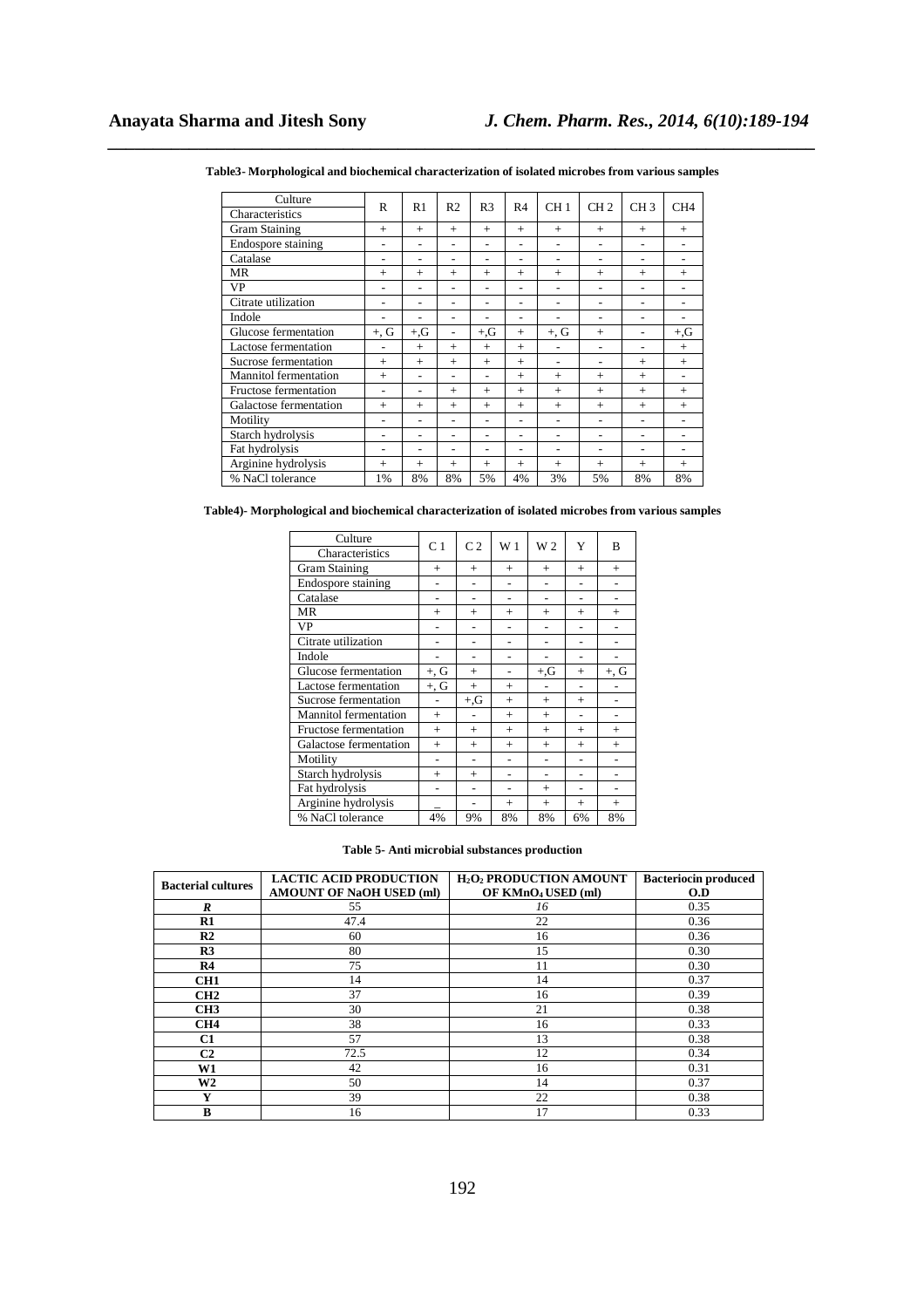**Table3- Morphological and biochemical characterization of isolated microbes from various samples**

| Culture / Characteristics | R | R1 | R2 | R3 | R4 | CH 1 | CH 2 | CH 3 | CH4 |
|---|---|---|---|---|---|---|---|---|---|
| Gram Staining | + | + | + | + | + | + | + | + | + |
| Endospore staining | - | - | - | - | - | - | - | - | - |
| Catalase | - | - | - | - | - | - | - | - | - |
| MR | + | + | + | + | + | + | + | + | + |
| VP | - | - | - | - | - | - | - | - | - |
| Citrate utilization | - | - | - | - | - | - | - | - | - |
| Indole | - | - | - | - | - | - | - | - | - |
| Glucose fermentation | +, G | +,G | - | +,G | + | +, G | + | - | +,G |
| Lactose fermentation | - | + | + | + | + | - | - | - | + |
| Sucrose fermentation | + | + | + | + | + | - | - | + | + |
| Mannitol fermentation | + | - | - | - | + | + | + | + | - |
| Fructose fermentation | - | - | + | + | + | + | + | + | + |
| Galactose fermentation | + | + | + | + | + | + | + | + | + |
| Motility | - | - | - | - | - | - | - | - | - |
| Starch hydrolysis | - | - | - | - | - | - | - | - | - |
| Fat hydrolysis | - | - | - | - | - | - | - | - | - |
| Arginine hydrolysis | + | + | + | + | + | + | + | + | + |
| % NaCl tolerance | 1% | 8% | 8% | 5% | 4% | 3% | 5% | 8% | 8% |

**Table4)- Morphological and biochemical characterization of isolated microbes from various samples**

| Culture / Characteristics | C 1 | C 2 | W 1 | W 2 | Y | B |
|---|---|---|---|---|---|---|
| Gram Staining | + | + | + | + | + | + |
| Endospore staining | - | - | - | - | - | - |
| Catalase | - | - | - | - | - | - |
| MR | + | + | + | + | + | + |
| VP | - | - | - | - | - | - |
| Citrate utilization | - | - | - | - | - | - |
| Indole | - | - | - | - | - | - |
| Glucose fermentation | +, G | + | - | +,G | + | +, G |
| Lactose fermentation | +, G | + | + | - | - | - |
| Sucrose fermentation | - | +,G | + | + | + | - |
| Mannitol fermentation | + | - | + | + | - | - |
| Fructose fermentation | + | + | + | + | + | + |
| Galactose fermentation | + | + | + | + | + | + |
| Motility | - | - | - | - | - | - |
| Starch hydrolysis | + | + | - | - | - | - |
| Fat hydrolysis | - | - | - | + | - | - |
| Arginine hydrolysis | _ | - | + | + | + | + |
| % NaCl tolerance | 4% | 9% | 8% | 8% | 6% | 8% |

**Table 5- Anti microbial substances production**

| Bacterial cultures | LACTIC ACID PRODUCTION AMOUNT OF NaOH USED (ml) | $H_2O_2$ PRODUCTION AMOUNT OF $KMnO_4$ USED (ml) | Bacteriocin produced O.D |
|---|---|---|---|
| *R* | 55 | *16* | 0.35 |
| **R1** | 47.4 | 22 | 0.36 |
| **R2** | 60 | 16 | 0.36 |
| **R3** | 80 | 15 | 0.30 |
| **R4** | 75 | 11 | 0.30 |
| **CH1** | 14 | 14 | 0.37 |
| **CH2** | 37 | 16 | 0.39 |
| **CH3** | 30 | 21 | 0.38 |
| **CH4** | 38 | 16 | 0.33 |
| **C1** | 57 | 13 | 0.38 |
| **C2** | 72.5 | 12 | 0.34 |
| **W1** | 42 | 16 | 0.31 |
| **W2** | 50 | 14 | 0.37 |
| **Y** | 39 | 22 | 0.38 |
| **B** | 16 | 17 | 0.33 |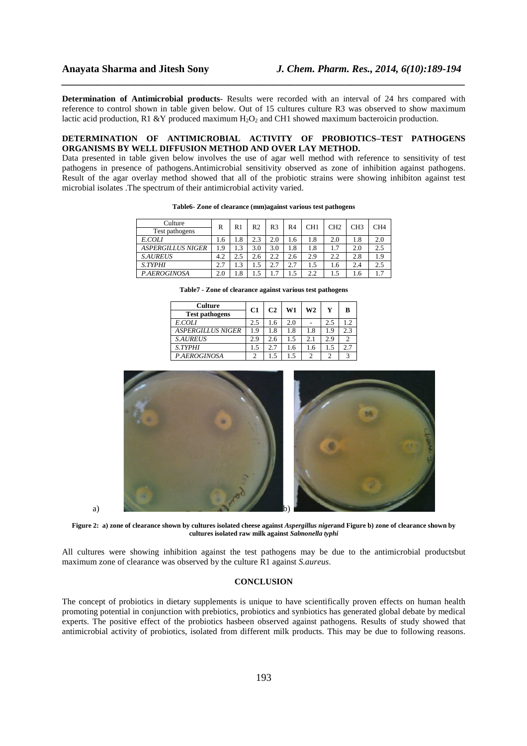**Determination of Antimicrobial products**- Results were recorded with an interval of 24 hrs compared with reference to control shown in table given below. Out of 15 cultures culture R3 was observed to show maximum lactic acid production, R1 &Y produced maximum $H_2O_2$ and CH1 showed maximum bacteroicin production.

**DETERMINATION OF ANTIMICROBIAL ACTIVITY OF PROBIOTICS–TEST PATHOGENS ORGANISMS BY WELL DIFFUSION METHOD AND OVER LAY METHOD.**

Data presented in table given below involves the use of agar well method with reference to sensitivity of test pathogens in presence of pathogens.Antimicrobial sensitivity observed as zone of inhibition against pathogens. Result of the agar overlay method showed that all of the probiotic strains were showing inhibiton against test microbial isolates .The spectrum of their antimicrobial activity varied.

**Table6- Zone of clearance (mm)against various test pathogens**

| Culture / Test pathogens | R | R1 | R2 | R3 | R4 | CH1 | CH2 | CH3 | CH4 |
|---|---|---|---|---|---|---|---|---|---|
| *E.COLI* | 1.6 | 1.8 | 2.3 | 2.0 | 1.6 | 1.8 | 2.0 | 1.8 | 2.0 |
| *ASPERGILLUS NIGER* | 1.9 | 1.3 | 3.0 | 3.0 | 1.8 | 1.8 | 1.7 | 2.0 | 2.5 |
| *S.AUREUS* | 4.2 | 2.5 | 2.6 | 2.2 | 2.6 | 2.9 | 2.2 | 2.8 | 1.9 |
| *S.TYPHI* | 2.7 | 1.3 | 1.5 | 2.7 | 2.7 | 1.5 | 1.6 | 2.4 | 2.5 |
| *P.AEROGINOSA* | 2.0 | 1.8 | 1.5 | 1.7 | 1.5 | 2.2 | 1.5 | 1.6 | 1.7 |

**Table7 - Zone of clearance against various test pathogens**

| **Culture / Test pathogens** | **C1** | **C2** | **W1** | **W2** | **Y** | **B** |
|---|---|---|---|---|---|---|
| *E.COLI* | 2.5 | 1.6 | 2.0 | - | 2.5 | 1.2 |
| *ASPERGILLUS NIGER* | 1.9 | 1.8 | 1.8 | 1.8 | 1.9 | 2.3 |
| *S.AUREUS* | 2.9 | 2.6 | 1.5 | 2.1 | 2.9 | 2 |
| *S.TYPHI* | 1.5 | 2.7 | 1.6 | 1.6 | 1.5 | 2.7 |
| *P.AEROGINOSA* | 2 | 1.5 | 1.5 | 2 | 2 | 3 |

a) b)

**Figure 2: a) zone of clearance shown by cultures isolated cheese against *Aspergillus niger*and Figure b) zone of clearance shown by cultures isolated raw milk against *Salmonella typhi***

All cultures were showing inhibition against the test pathogens may be due to the antimicrobial productsbut maximum zone of clearance was observed by the culture R1 against *S.aureus*.

## CONCLUSION

The concept of probiotics in dietary supplements is unique to have scientifically proven effects on human health promoting potential in conjunction with prebiotics, probiotics and synbiotics has generated global debate by medical experts. The positive effect of the probiotics hasbeen observed against pathogens. Results of study showed that antimicrobial activity of probiotics, isolated from different milk products. This may be due to following reasons.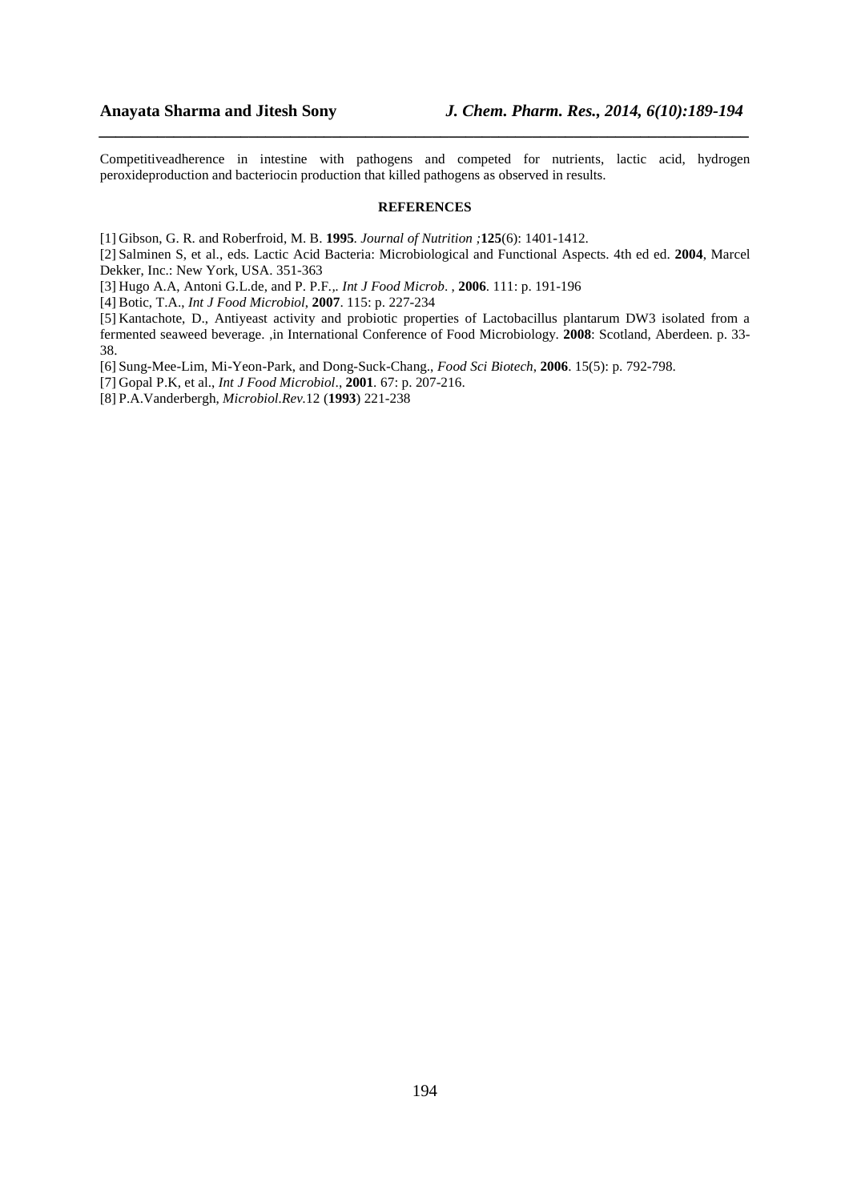Competitiveadherence in intestine with pathogens and competed for nutrients, lactic acid, hydrogen peroxideproduction and bacteriocin production that killed pathogens as observed in results.

## REFERENCES

[1] Gibson, G. R. and Roberfroid, M. B. **1995**. *Journal of Nutrition ;***125**(6): 1401-1412.

[2] Salminen S, et al., eds. Lactic Acid Bacteria: Microbiological and Functional Aspects. 4th ed ed. **2004**, Marcel Dekker, Inc.: New York, USA. 351-363

[3] Hugo A.A, Antoni G.L.de, and P. P.F.,. *Int J Food Microb.* , **2006**. 111: p. 191-196

[4] Botic, T.A., *Int J Food Microbiol,* **2007**. 115: p. 227-234

[5] Kantachote, D., Antiyeast activity and probiotic properties of Lactobacillus plantarum DW3 isolated from a fermented seaweed beverage. ,in International Conference of Food Microbiology. **2008**: Scotland, Aberdeen. p. 33-38.

[6] Sung-Mee-Lim, Mi-Yeon-Park, and Dong-Suck-Chang., *Food Sci Biotech*, **2006**. 15(5): p. 792-798.

[7] Gopal P.K, et al., *Int J Food Microbiol*., **2001**. 67: p. 207-216.

[8] P.A.Vanderbergh, *Microbiol.Rev.*12 (**1993**) 221-238